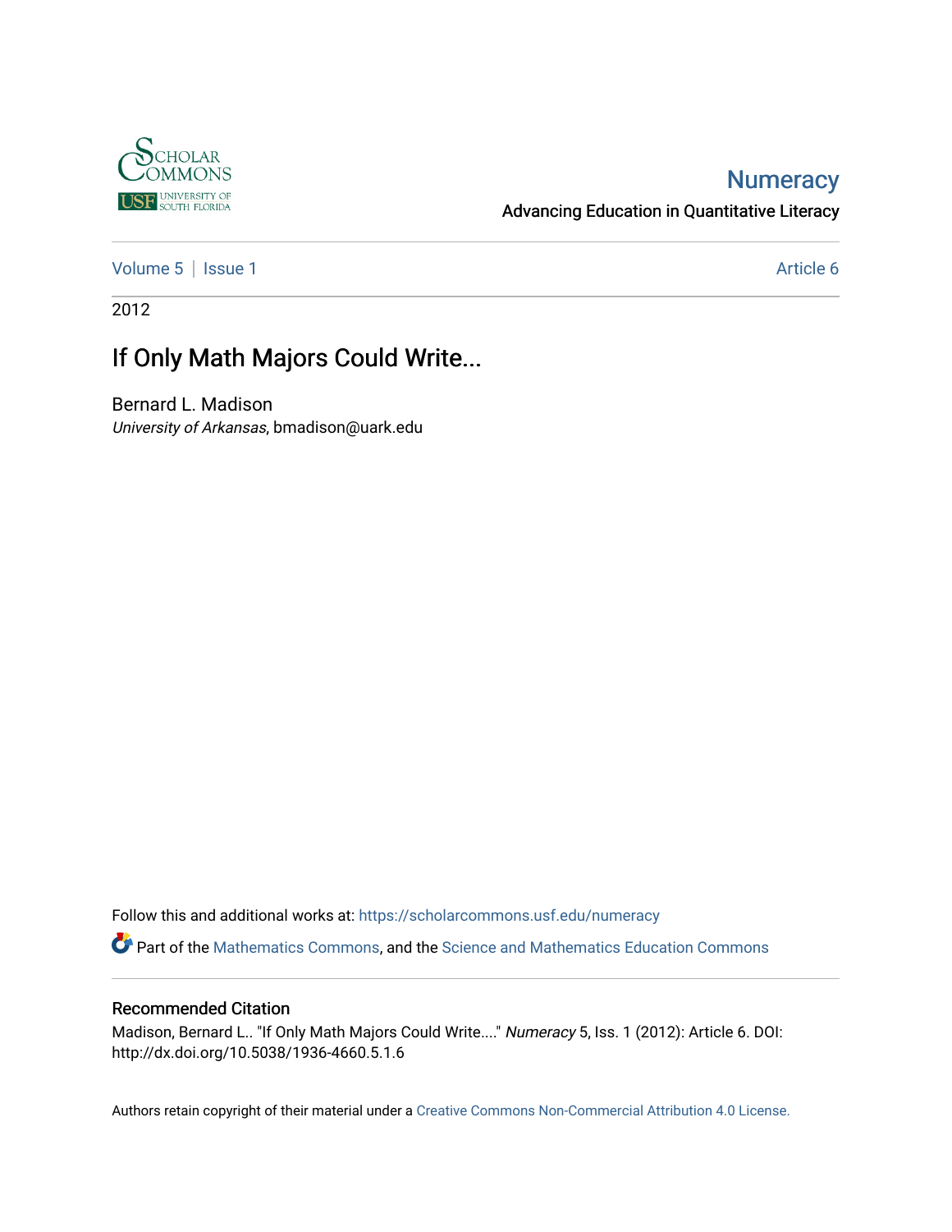Scholar Commons
University of South Florida

# Numeracy

Advancing Education in Quantitative Literacy

Volume 5 | Issue 1 | Article 6

2012

## If Only Math Majors Could Write...

Bernard L. Madison
*University of Arkansas*, bmadison@uark.edu

Follow this and additional works at: https://scholarcommons.usf.edu/numeracy

Part of the Mathematics Commons, and the Science and Mathematics Education Commons

### Recommended Citation

Madison, Bernard L.. "If Only Math Majors Could Write...." *Numeracy* 5, Iss. 1 (2012): Article 6. DOI: http://dx.doi.org/10.5038/1936-4660.5.1.6

Authors retain copyright of their material under a Creative Commons Non-Commercial Attribution 4.0 License.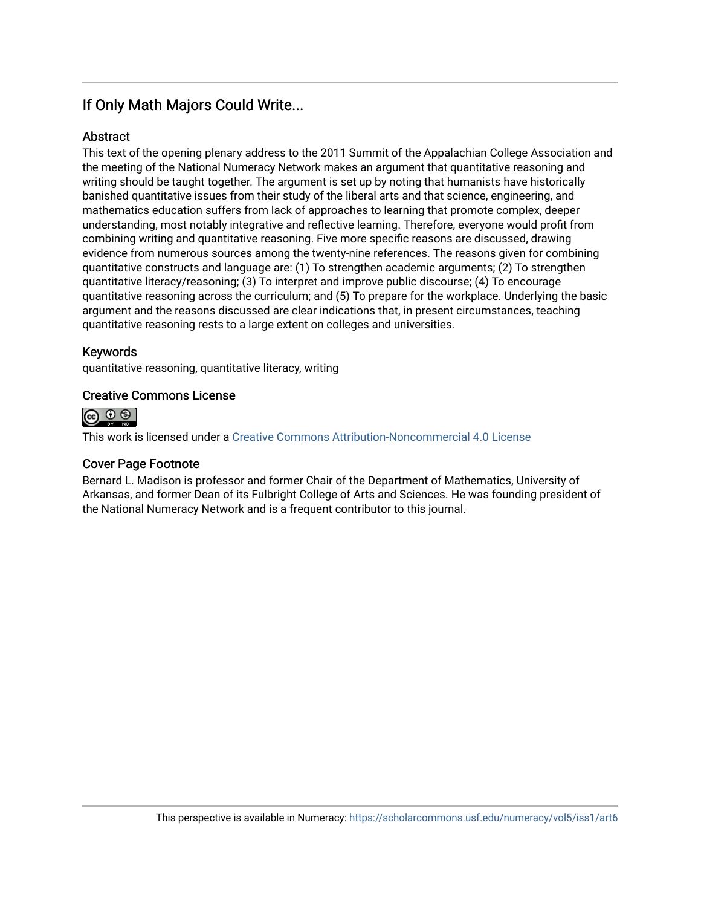## If Only Math Majors Could Write...

### Abstract

This text of the opening plenary address to the 2011 Summit of the Appalachian College Association and the meeting of the National Numeracy Network makes an argument that quantitative reasoning and writing should be taught together. The argument is set up by noting that humanists have historically banished quantitative issues from their study of the liberal arts and that science, engineering, and mathematics education suffers from lack of approaches to learning that promote complex, deeper understanding, most notably integrative and reflective learning. Therefore, everyone would profit from combining writing and quantitative reasoning. Five more specific reasons are discussed, drawing evidence from numerous sources among the twenty-nine references. The reasons given for combining quantitative constructs and language are: (1) To strengthen academic arguments; (2) To strengthen quantitative literacy/reasoning; (3) To interpret and improve public discourse; (4) To encourage quantitative reasoning across the curriculum; and (5) To prepare for the workplace. Underlying the basic argument and the reasons discussed are clear indications that, in present circumstances, teaching quantitative reasoning rests to a large extent on colleges and universities.

### Keywords

quantitative reasoning, quantitative literacy, writing

### Creative Commons License

This work is licensed under a Creative Commons Attribution-Noncommercial 4.0 License

### Cover Page Footnote

Bernard L. Madison is professor and former Chair of the Department of Mathematics, University of Arkansas, and former Dean of its Fulbright College of Arts and Sciences. He was founding president of the National Numeracy Network and is a frequent contributor to this journal.

This perspective is available in Numeracy: https://scholarcommons.usf.edu/numeracy/vol5/iss1/art6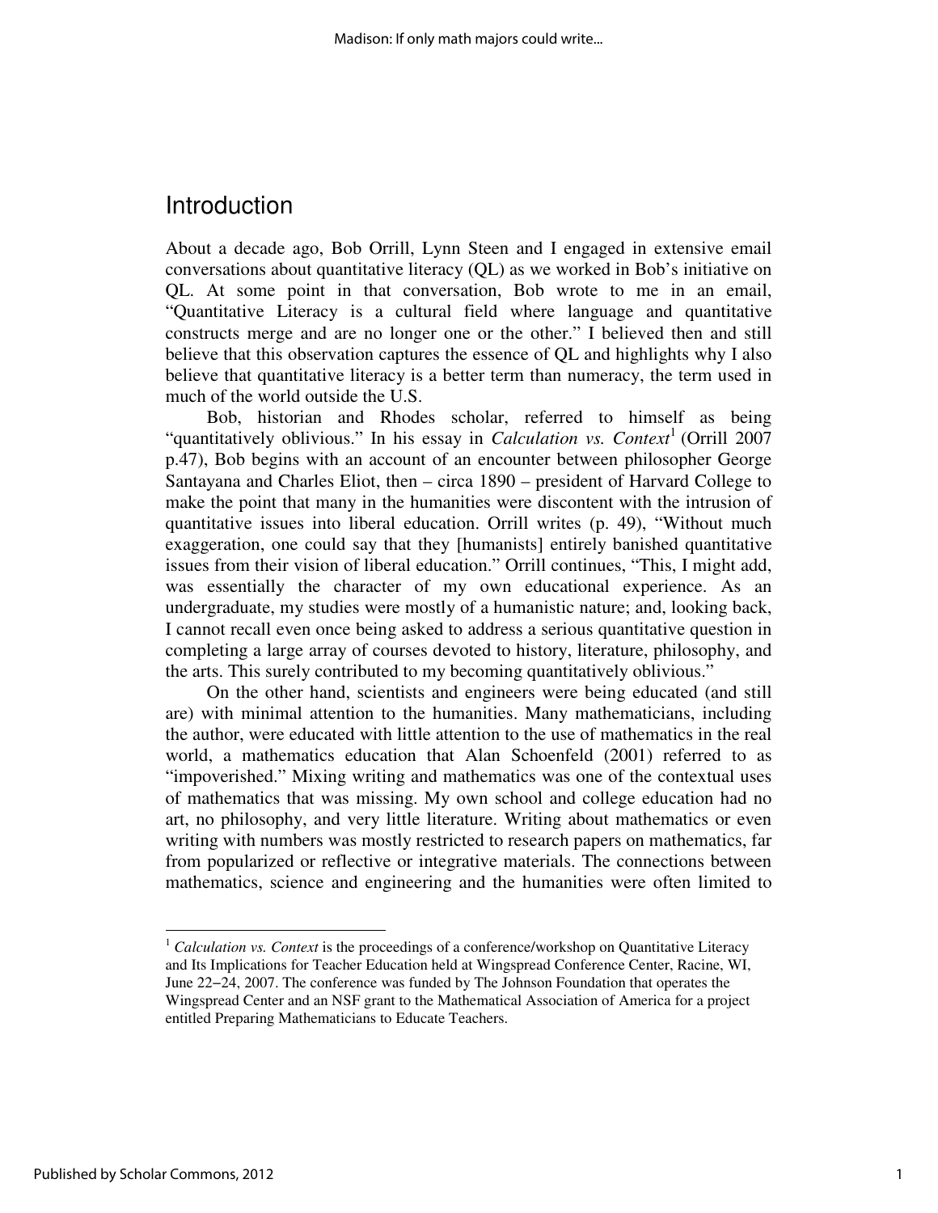## Introduction

About a decade ago, Bob Orrill, Lynn Steen and I engaged in extensive email conversations about quantitative literacy (QL) as we worked in Bob's initiative on QL. At some point in that conversation, Bob wrote to me in an email, "Quantitative Literacy is a cultural field where language and quantitative constructs merge and are no longer one or the other." I believed then and still believe that this observation captures the essence of QL and highlights why I also believe that quantitative literacy is a better term than numeracy, the term used in much of the world outside the U.S.

Bob, historian and Rhodes scholar, referred to himself as being "quantitatively oblivious." In his essay in *Calculation vs. Context*[1] (Orrill 2007 p.47), Bob begins with an account of an encounter between philosopher George Santayana and Charles Eliot, then – circa 1890 – president of Harvard College to make the point that many in the humanities were discontent with the intrusion of quantitative issues into liberal education. Orrill writes (p. 49), "Without much exaggeration, one could say that they [humanists] entirely banished quantitative issues from their vision of liberal education." Orrill continues, "This, I might add, was essentially the character of my own educational experience. As an undergraduate, my studies were mostly of a humanistic nature; and, looking back, I cannot recall even once being asked to address a serious quantitative question in completing a large array of courses devoted to history, literature, philosophy, and the arts. This surely contributed to my becoming quantitatively oblivious."

On the other hand, scientists and engineers were being educated (and still are) with minimal attention to the humanities. Many mathematicians, including the author, were educated with little attention to the use of mathematics in the real world, a mathematics education that Alan Schoenfeld (2001) referred to as "impoverished." Mixing writing and mathematics was one of the contextual uses of mathematics that was missing. My own school and college education had no art, no philosophy, and very little literature. Writing about mathematics or even writing with numbers was mostly restricted to research papers on mathematics, far from popularized or reflective or integrative materials. The connections between mathematics, science and engineering and the humanities were often limited to

---

[1] *Calculation vs. Context* is the proceedings of a conference/workshop on Quantitative Literacy and Its Implications for Teacher Education held at Wingspread Conference Center, Racine, WI, June 22–24, 2007. The conference was funded by The Johnson Foundation that operates the Wingspread Center and an NSF grant to the Mathematical Association of America for a project entitled Preparing Mathematicians to Educate Teachers.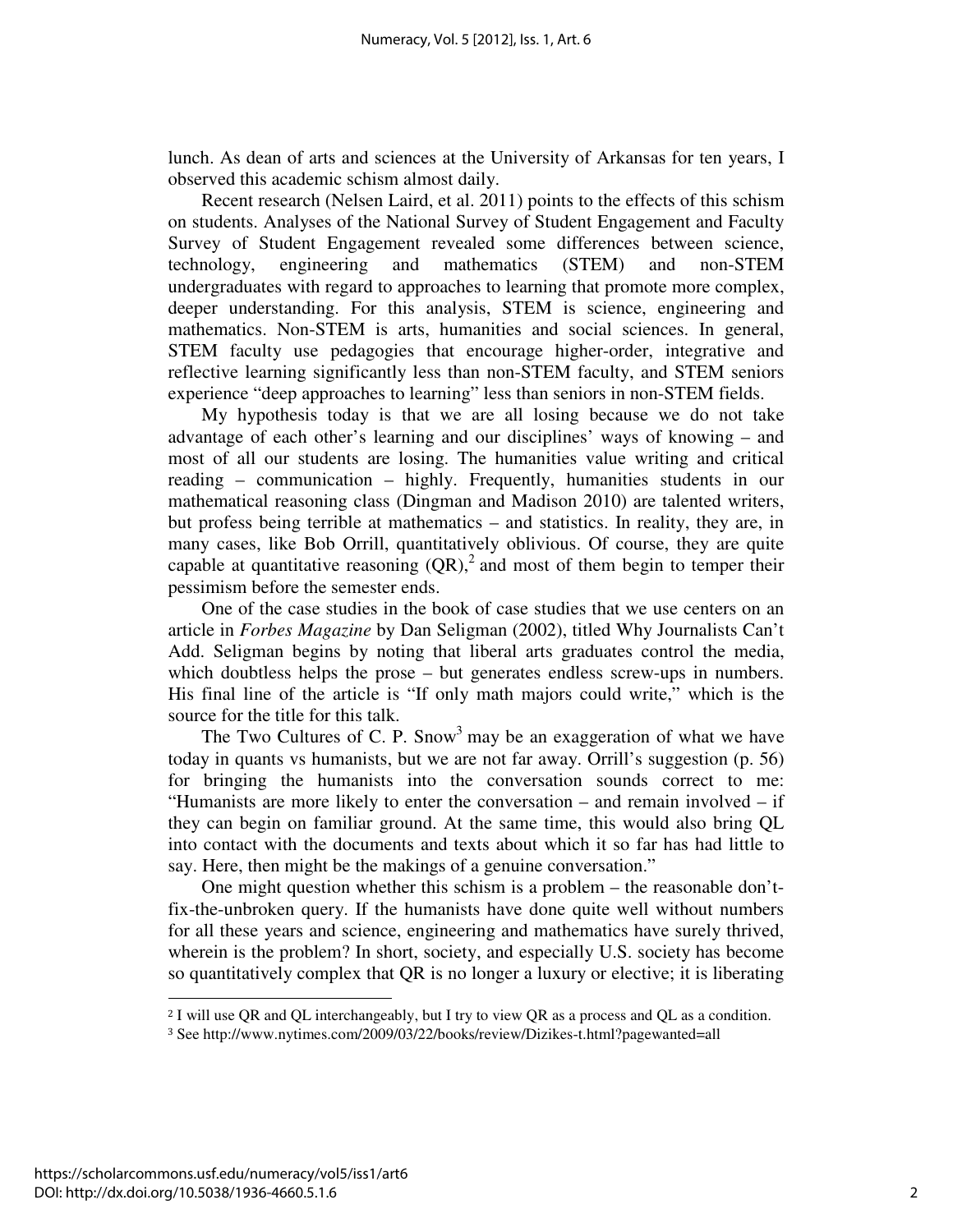lunch. As dean of arts and sciences at the University of Arkansas for ten years, I observed this academic schism almost daily.

Recent research (Nelsen Laird, et al. 2011) points to the effects of this schism on students. Analyses of the National Survey of Student Engagement and Faculty Survey of Student Engagement revealed some differences between science, technology, engineering and mathematics (STEM) and non-STEM undergraduates with regard to approaches to learning that promote more complex, deeper understanding. For this analysis, STEM is science, engineering and mathematics. Non-STEM is arts, humanities and social sciences. In general, STEM faculty use pedagogies that encourage higher-order, integrative and reflective learning significantly less than non-STEM faculty, and STEM seniors experience "deep approaches to learning" less than seniors in non-STEM fields.

My hypothesis today is that we are all losing because we do not take advantage of each other's learning and our disciplines' ways of knowing – and most of all our students are losing. The humanities value writing and critical reading – communication – highly. Frequently, humanities students in our mathematical reasoning class (Dingman and Madison 2010) are talented writers, but profess being terrible at mathematics – and statistics. In reality, they are, in many cases, like Bob Orrill, quantitatively oblivious. Of course, they are quite capable at quantitative reasoning (QR),[2] and most of them begin to temper their pessimism before the semester ends.

One of the case studies in the book of case studies that we use centers on an article in *Forbes Magazine* by Dan Seligman (2002), titled Why Journalists Can't Add. Seligman begins by noting that liberal arts graduates control the media, which doubtless helps the prose – but generates endless screw-ups in numbers. His final line of the article is "If only math majors could write," which is the source for the title for this talk.

The Two Cultures of C. P. Snow[3] may be an exaggeration of what we have today in quants vs humanists, but we are not far away. Orrill's suggestion (p. 56) for bringing the humanists into the conversation sounds correct to me: "Humanists are more likely to enter the conversation – and remain involved – if they can begin on familiar ground. At the same time, this would also bring QL into contact with the documents and texts about which it so far has had little to say. Here, then might be the makings of a genuine conversation."

One might question whether this schism is a problem – the reasonable don't-fix-the-unbroken query. If the humanists have done quite well without numbers for all these years and science, engineering and mathematics have surely thrived, wherein is the problem? In short, society, and especially U.S. society has become so quantitatively complex that QR is no longer a luxury or elective; it is liberating

---

[2] I will use QR and QL interchangeably, but I try to view QR as a process and QL as a condition.

[3] See http://www.nytimes.com/2009/03/22/books/review/Dizikes-t.html?pagewanted=all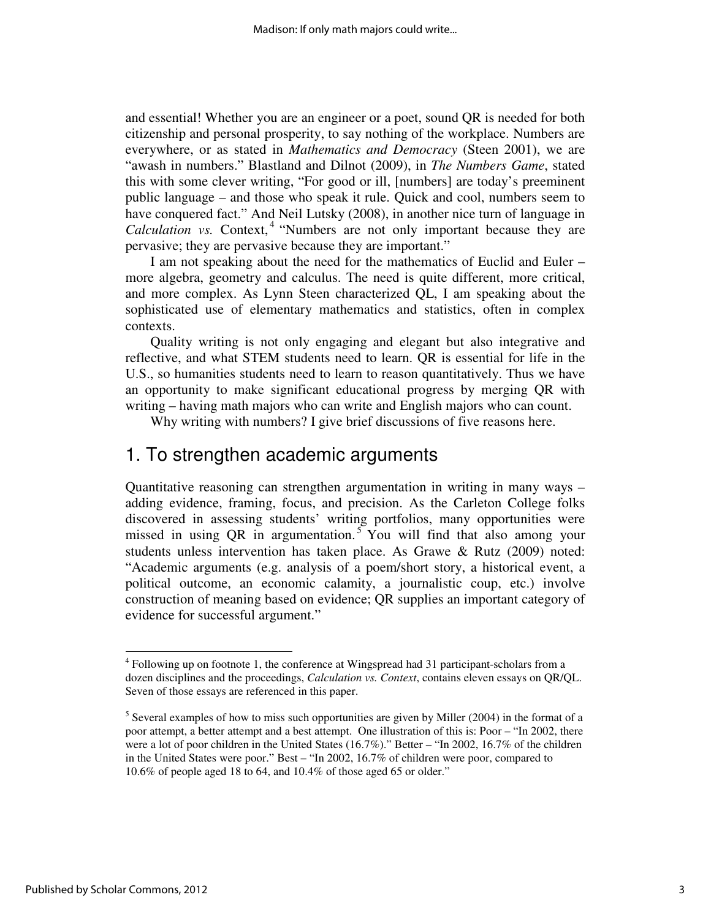and essential! Whether you are an engineer or a poet, sound QR is needed for both citizenship and personal prosperity, to say nothing of the workplace. Numbers are everywhere, or as stated in *Mathematics and Democracy* (Steen 2001), we are "awash in numbers." Blastland and Dilnot (2009), in *The Numbers Game*, stated this with some clever writing, "For good or ill, [numbers] are today's preeminent public language – and those who speak it rule. Quick and cool, numbers seem to have conquered fact." And Neil Lutsky (2008), in another nice turn of language in *Calculation vs.* Context,[4] "Numbers are not only important because they are pervasive; they are pervasive because they are important."

I am not speaking about the need for the mathematics of Euclid and Euler – more algebra, geometry and calculus. The need is quite different, more critical, and more complex. As Lynn Steen characterized QL, I am speaking about the sophisticated use of elementary mathematics and statistics, often in complex contexts.

Quality writing is not only engaging and elegant but also integrative and reflective, and what STEM students need to learn. QR is essential for life in the U.S., so humanities students need to learn to reason quantitatively. Thus we have an opportunity to make significant educational progress by merging QR with writing – having math majors who can write and English majors who can count.

Why writing with numbers? I give brief discussions of five reasons here.

## 1. To strengthen academic arguments

Quantitative reasoning can strengthen argumentation in writing in many ways – adding evidence, framing, focus, and precision. As the Carleton College folks discovered in assessing students' writing portfolios, many opportunities were missed in using QR in argumentation.[5] You will find that also among your students unless intervention has taken place. As Grawe & Rutz (2009) noted: "Academic arguments (e.g. analysis of a poem/short story, a historical event, a political outcome, an economic calamity, a journalistic coup, etc.) involve construction of meaning based on evidence; QR supplies an important category of evidence for successful argument."

---

[4] Following up on footnote 1, the conference at Wingspread had 31 participant-scholars from a dozen disciplines and the proceedings, *Calculation vs. Context*, contains eleven essays on QR/QL. Seven of those essays are referenced in this paper.

[5] Several examples of how to miss such opportunities are given by Miller (2004) in the format of a poor attempt, a better attempt and a best attempt. One illustration of this is: Poor – "In 2002, there were a lot of poor children in the United States (16.7%)." Better – "In 2002, 16.7% of the children in the United States were poor." Best – "In 2002, 16.7% of children were poor, compared to 10.6% of people aged 18 to 64, and 10.4% of those aged 65 or older."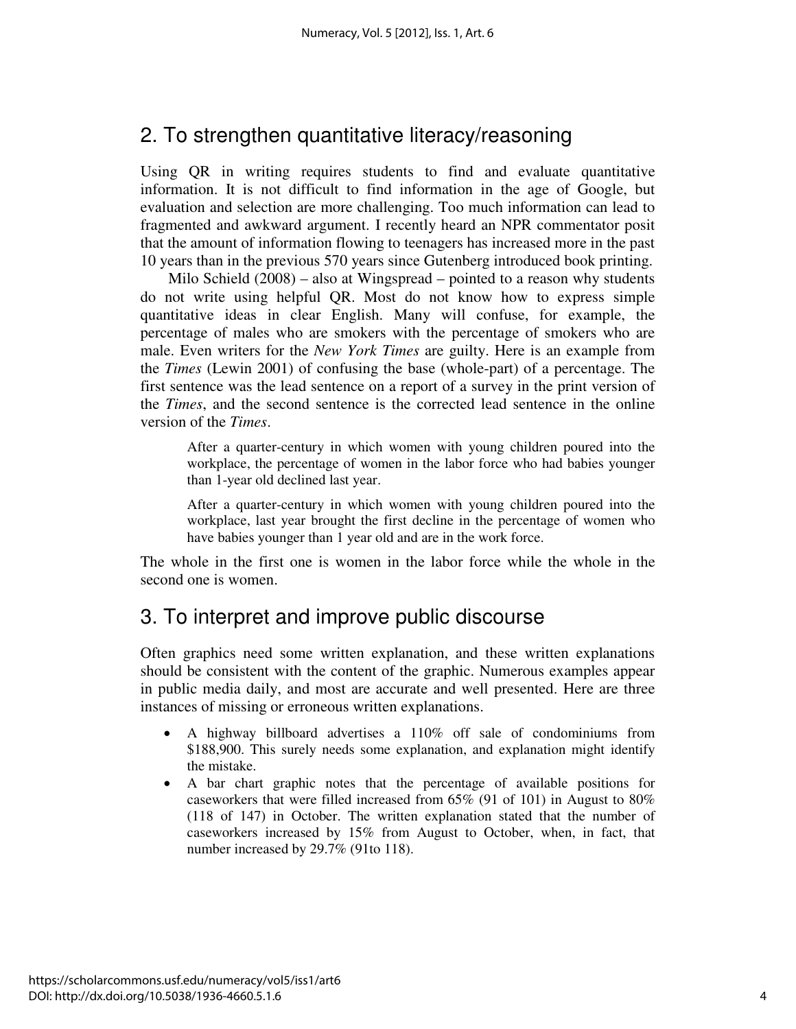## 2. To strengthen quantitative literacy/reasoning

Using QR in writing requires students to find and evaluate quantitative information. It is not difficult to find information in the age of Google, but evaluation and selection are more challenging. Too much information can lead to fragmented and awkward argument. I recently heard an NPR commentator posit that the amount of information flowing to teenagers has increased more in the past 10 years than in the previous 570 years since Gutenberg introduced book printing.

Milo Schield (2008) – also at Wingspread – pointed to a reason why students do not write using helpful QR. Most do not know how to express simple quantitative ideas in clear English. Many will confuse, for example, the percentage of males who are smokers with the percentage of smokers who are male. Even writers for the *New York Times* are guilty. Here is an example from the *Times* (Lewin 2001) of confusing the base (whole-part) of a percentage. The first sentence was the lead sentence on a report of a survey in the print version of the *Times*, and the second sentence is the corrected lead sentence in the online version of the *Times*.

> After a quarter-century in which women with young children poured into the workplace, the percentage of women in the labor force who had babies younger than 1-year old declined last year.
>
> After a quarter-century in which women with young children poured into the workplace, last year brought the first decline in the percentage of women who have babies younger than 1 year old and are in the work force.

The whole in the first one is women in the labor force while the whole in the second one is women.

## 3. To interpret and improve public discourse

Often graphics need some written explanation, and these written explanations should be consistent with the content of the graphic. Numerous examples appear in public media daily, and most are accurate and well presented. Here are three instances of missing or erroneous written explanations.

- A highway billboard advertises a 110% off sale of condominiums from $188,900. This surely needs some explanation, and explanation might identify the mistake.
- A bar chart graphic notes that the percentage of available positions for caseworkers that were filled increased from 65% (91 of 101) in August to 80% (118 of 147) in October. The written explanation stated that the number of caseworkers increased by 15% from August to October, when, in fact, that number increased by 29.7% (91to 118).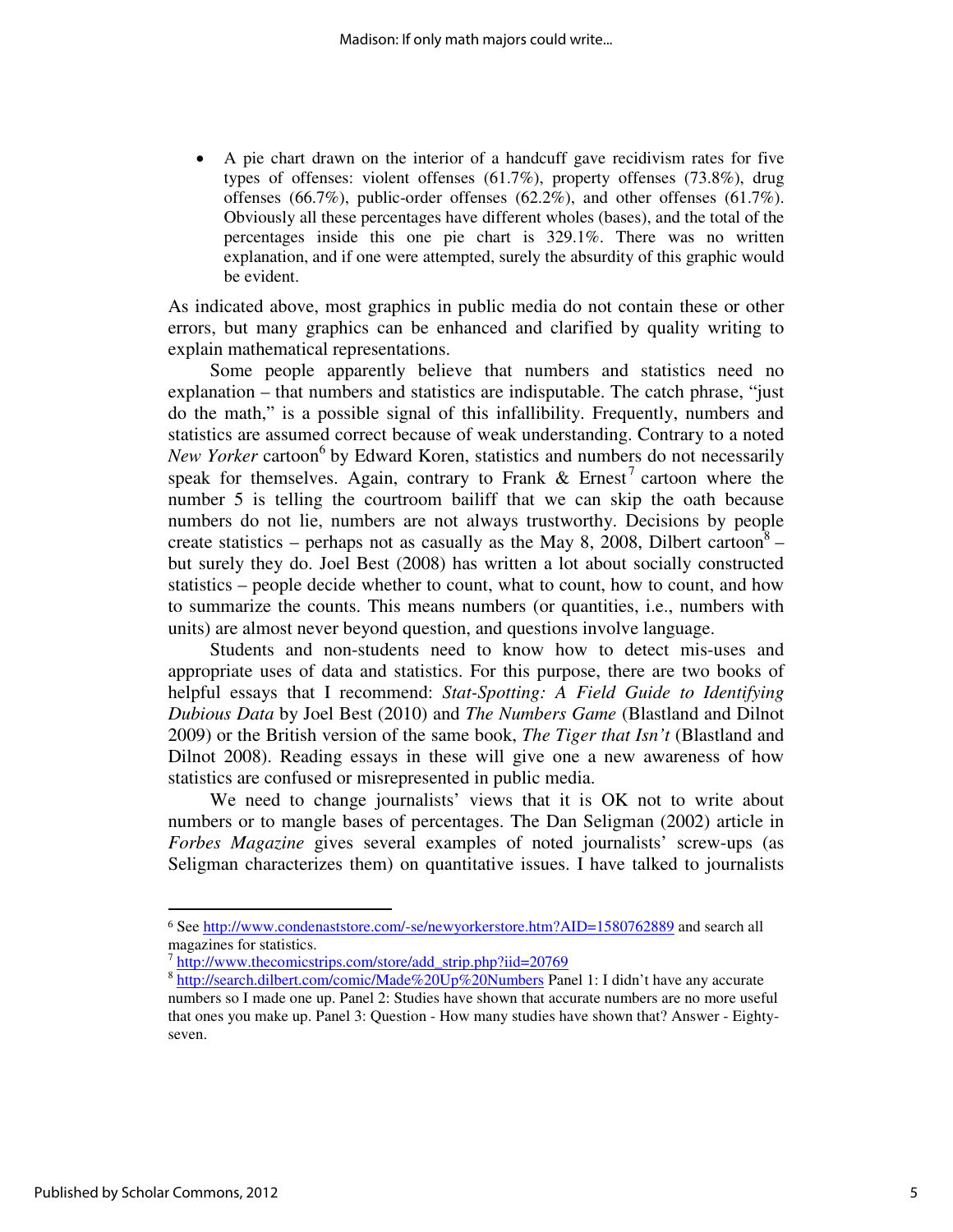- A pie chart drawn on the interior of a handcuff gave recidivism rates for five types of offenses: violent offenses (61.7%), property offenses (73.8%), drug offenses (66.7%), public-order offenses (62.2%), and other offenses (61.7%). Obviously all these percentages have different wholes (bases), and the total of the percentages inside this one pie chart is 329.1%. There was no written explanation, and if one were attempted, surely the absurdity of this graphic would be evident.

As indicated above, most graphics in public media do not contain these or other errors, but many graphics can be enhanced and clarified by quality writing to explain mathematical representations.

Some people apparently believe that numbers and statistics need no explanation – that numbers and statistics are indisputable. The catch phrase, "just do the math," is a possible signal of this infallibility. Frequently, numbers and statistics are assumed correct because of weak understanding. Contrary to a noted *New Yorker* cartoon[6] by Edward Koren, statistics and numbers do not necessarily speak for themselves. Again, contrary to Frank & Ernest[7] cartoon where the number 5 is telling the courtroom bailiff that we can skip the oath because numbers do not lie, numbers are not always trustworthy. Decisions by people create statistics – perhaps not as casually as the May 8, 2008, Dilbert cartoon[8] – but surely they do. Joel Best (2008) has written a lot about socially constructed statistics – people decide whether to count, what to count, how to count, and how to summarize the counts. This means numbers (or quantities, i.e., numbers with units) are almost never beyond question, and questions involve language.

Students and non-students need to know how to detect mis-uses and appropriate uses of data and statistics. For this purpose, there are two books of helpful essays that I recommend: *Stat-Spotting: A Field Guide to Identifying Dubious Data* by Joel Best (2010) and *The Numbers Game* (Blastland and Dilnot 2009) or the British version of the same book, *The Tiger that Isn't* (Blastland and Dilnot 2008). Reading essays in these will give one a new awareness of how statistics are confused or misrepresented in public media.

We need to change journalists' views that it is OK not to write about numbers or to mangle bases of percentages. The Dan Seligman (2002) article in *Forbes Magazine* gives several examples of noted journalists' screw-ups (as Seligman characterizes them) on quantitative issues. I have talked to journalists

---

[6] See http://www.condenaststore.com/-se/newyorkerstore.htm?AID=1580762889 and search all magazines for statistics.

[7] http://www.thecomicstrips.com/store/add_strip.php?iid=20769

[8] http://search.dilbert.com/comic/Made%20Up%20Numbers Panel 1: I didn't have any accurate numbers so I made one up. Panel 2: Studies have shown that accurate numbers are no more useful that ones you make up. Panel 3: Question - How many studies have shown that? Answer - Eighty-seven.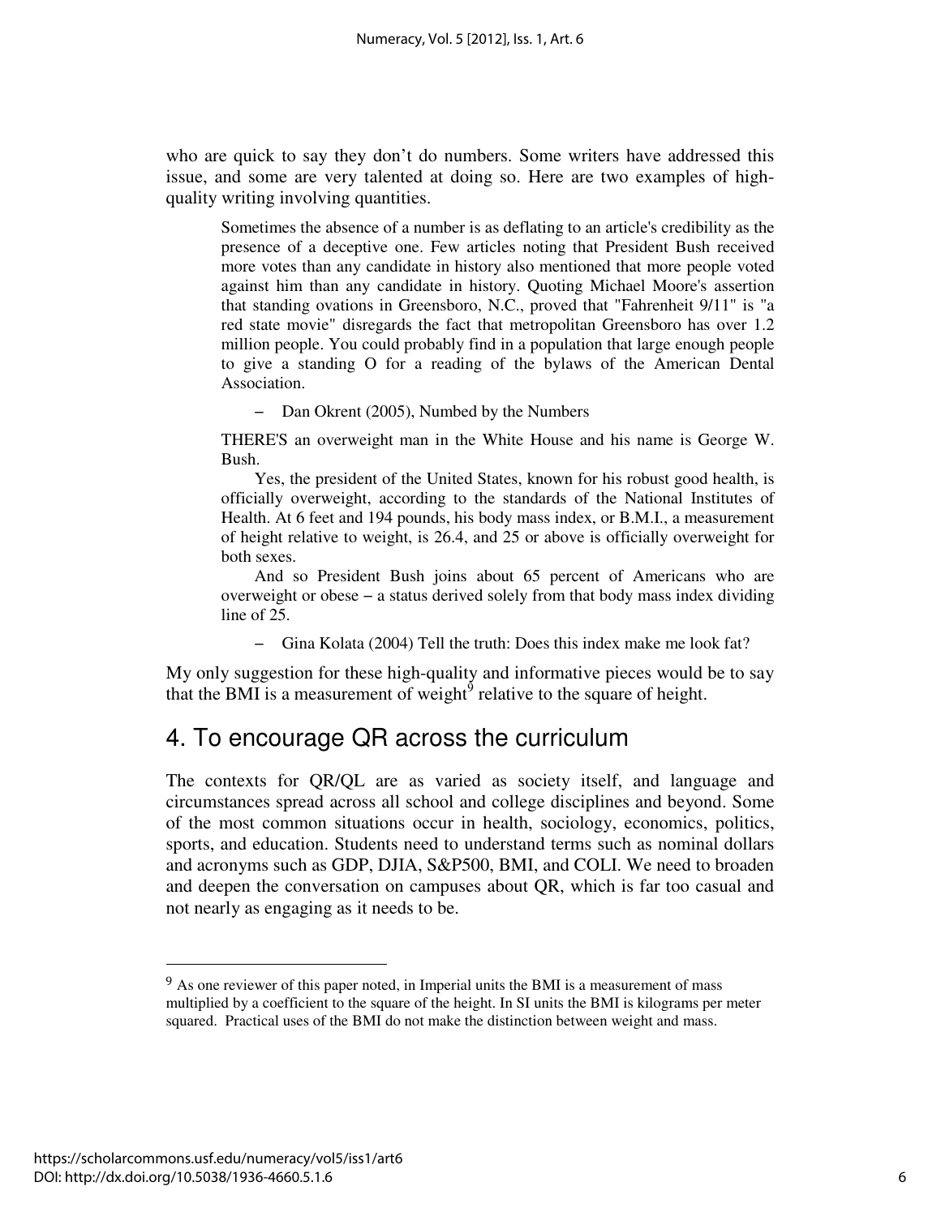who are quick to say they don't do numbers. Some writers have addressed this issue, and some are very talented at doing so. Here are two examples of high-quality writing involving quantities.

> Sometimes the absence of a number is as deflating to an article's credibility as the presence of a deceptive one. Few articles noting that President Bush received more votes than any candidate in history also mentioned that more people voted against him than any candidate in history. Quoting Michael Moore's assertion that standing ovations in Greensboro, N.C., proved that "Fahrenheit 9/11" is "a red state movie" disregards the fact that metropolitan Greensboro has over 1.2 million people. You could probably find in a population that large enough people to give a standing O for a reading of the bylaws of the American Dental Association.
>
> – Dan Okrent (2005), Numbed by the Numbers

> THERE'S an overweight man in the White House and his name is George W. Bush.
>
> Yes, the president of the United States, known for his robust good health, is officially overweight, according to the standards of the National Institutes of Health. At 6 feet and 194 pounds, his body mass index, or B.M.I., a measurement of height relative to weight, is 26.4, and 25 or above is officially overweight for both sexes.
>
> And so President Bush joins about 65 percent of Americans who are overweight or obese – a status derived solely from that body mass index dividing line of 25.
>
> – Gina Kolata (2004) Tell the truth: Does this index make me look fat?

My only suggestion for these high-quality and informative pieces would be to say that the BMI is a measurement of weight[9] relative to the square of height.

## 4. To encourage QR across the curriculum

The contexts for QR/QL are as varied as society itself, and language and circumstances spread across all school and college disciplines and beyond. Some of the most common situations occur in health, sociology, economics, politics, sports, and education. Students need to understand terms such as nominal dollars and acronyms such as GDP, DJIA, S&P500, BMI, and COLI. We need to broaden and deepen the conversation on campuses about QR, which is far too casual and not nearly as engaging as it needs to be.

---

[9] As one reviewer of this paper noted, in Imperial units the BMI is a measurement of mass multiplied by a coefficient to the square of the height. In SI units the BMI is kilograms per meter squared. Practical uses of the BMI do not make the distinction between weight and mass.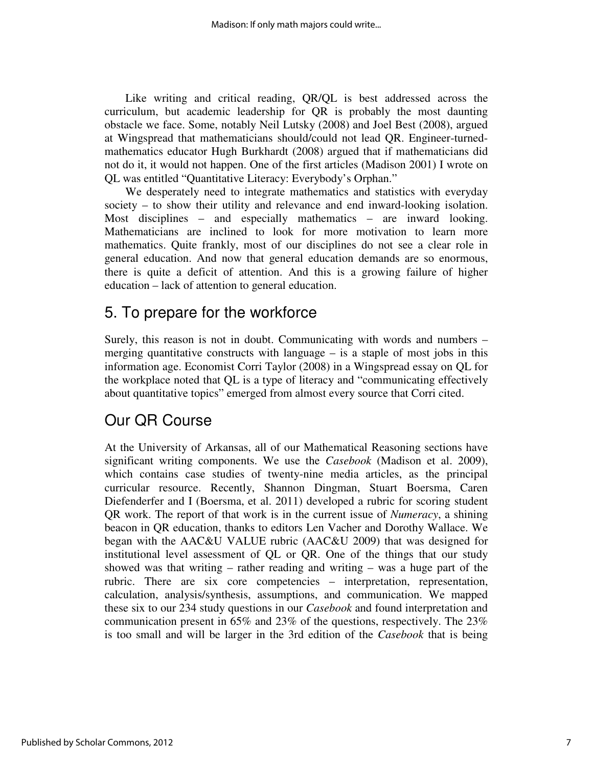Like writing and critical reading, QR/QL is best addressed across the curriculum, but academic leadership for QR is probably the most daunting obstacle we face. Some, notably Neil Lutsky (2008) and Joel Best (2008), argued at Wingspread that mathematicians should/could not lead QR. Engineer-turned-mathematics educator Hugh Burkhardt (2008) argued that if mathematicians did not do it, it would not happen. One of the first articles (Madison 2001) I wrote on QL was entitled "Quantitative Literacy: Everybody's Orphan."

We desperately need to integrate mathematics and statistics with everyday society – to show their utility and relevance and end inward-looking isolation. Most disciplines – and especially mathematics – are inward looking. Mathematicians are inclined to look for more motivation to learn more mathematics. Quite frankly, most of our disciplines do not see a clear role in general education. And now that general education demands are so enormous, there is quite a deficit of attention. And this is a growing failure of higher education – lack of attention to general education.

## 5. To prepare for the workforce

Surely, this reason is not in doubt. Communicating with words and numbers – merging quantitative constructs with language – is a staple of most jobs in this information age. Economist Corri Taylor (2008) in a Wingspread essay on QL for the workplace noted that QL is a type of literacy and "communicating effectively about quantitative topics" emerged from almost every source that Corri cited.

## Our QR Course

At the University of Arkansas, all of our Mathematical Reasoning sections have significant writing components. We use the *Casebook* (Madison et al. 2009), which contains case studies of twenty-nine media articles, as the principal curricular resource. Recently, Shannon Dingman, Stuart Boersma, Caren Diefenderfer and I (Boersma, et al. 2011) developed a rubric for scoring student QR work. The report of that work is in the current issue of *Numeracy*, a shining beacon in QR education, thanks to editors Len Vacher and Dorothy Wallace. We began with the AAC&U VALUE rubric (AAC&U 2009) that was designed for institutional level assessment of QL or QR. One of the things that our study showed was that writing – rather reading and writing – was a huge part of the rubric. There are six core competencies – interpretation, representation, calculation, analysis/synthesis, assumptions, and communication. We mapped these six to our 234 study questions in our *Casebook* and found interpretation and communication present in 65% and 23% of the questions, respectively. The 23% is too small and will be larger in the 3rd edition of the *Casebook* that is being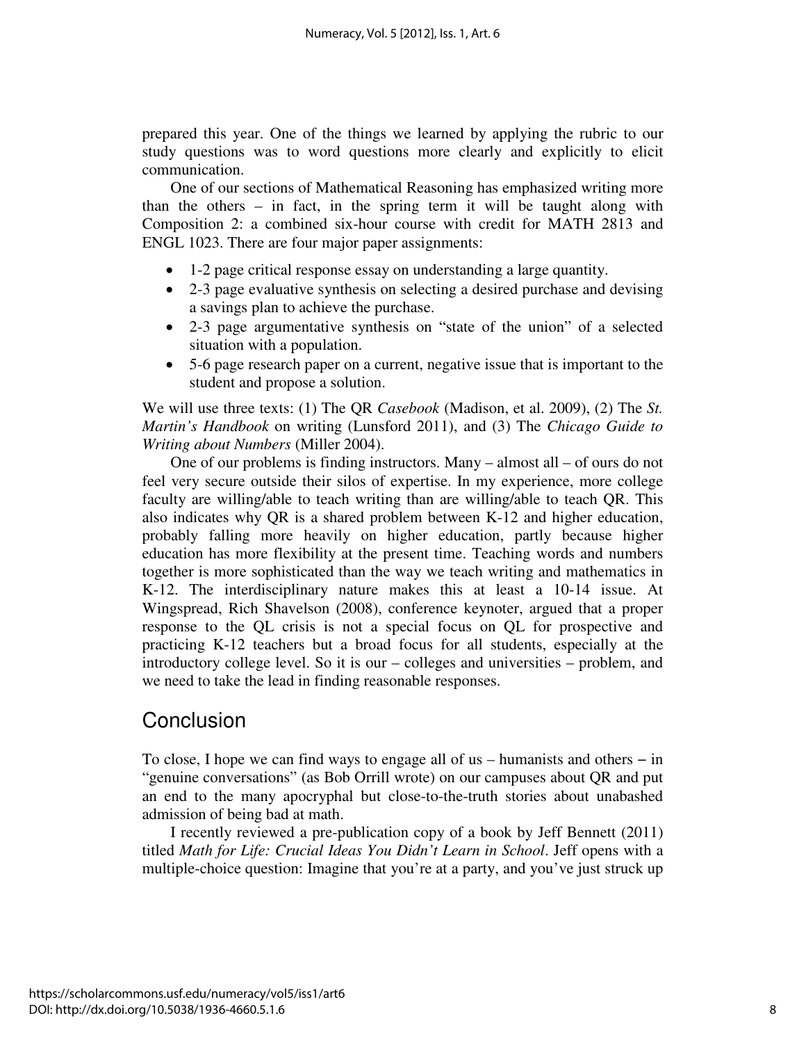prepared this year. One of the things we learned by applying the rubric to our study questions was to word questions more clearly and explicitly to elicit communication.

One of our sections of Mathematical Reasoning has emphasized writing more than the others – in fact, in the spring term it will be taught along with Composition 2: a combined six-hour course with credit for MATH 2813 and ENGL 1023. There are four major paper assignments:

- 1-2 page critical response essay on understanding a large quantity.
- 2-3 page evaluative synthesis on selecting a desired purchase and devising a savings plan to achieve the purchase.
- 2-3 page argumentative synthesis on "state of the union" of a selected situation with a population.
- 5-6 page research paper on a current, negative issue that is important to the student and propose a solution.

We will use three texts: (1) The QR *Casebook* (Madison, et al. 2009), (2) The *St. Martin's Handbook* on writing (Lunsford 2011), and (3) The *Chicago Guide to Writing about Numbers* (Miller 2004).

One of our problems is finding instructors. Many – almost all – of ours do not feel very secure outside their silos of expertise. In my experience, more college faculty are willing/able to teach writing than are willing/able to teach QR. This also indicates why QR is a shared problem between K-12 and higher education, probably falling more heavily on higher education, partly because higher education has more flexibility at the present time. Teaching words and numbers together is more sophisticated than the way we teach writing and mathematics in K-12. The interdisciplinary nature makes this at least a 10-14 issue. At Wingspread, Rich Shavelson (2008), conference keynoter, argued that a proper response to the QL crisis is not a special focus on QL for prospective and practicing K-12 teachers but a broad focus for all students, especially at the introductory college level. So it is our – colleges and universities – problem, and we need to take the lead in finding reasonable responses.

## Conclusion

To close, I hope we can find ways to engage all of us – humanists and others – in "genuine conversations" (as Bob Orrill wrote) on our campuses about QR and put an end to the many apocryphal but close-to-the-truth stories about unabashed admission of being bad at math.

I recently reviewed a pre-publication copy of a book by Jeff Bennett (2011) titled *Math for Life: Crucial Ideas You Didn't Learn in School*. Jeff opens with a multiple-choice question: Imagine that you're at a party, and you've just struck up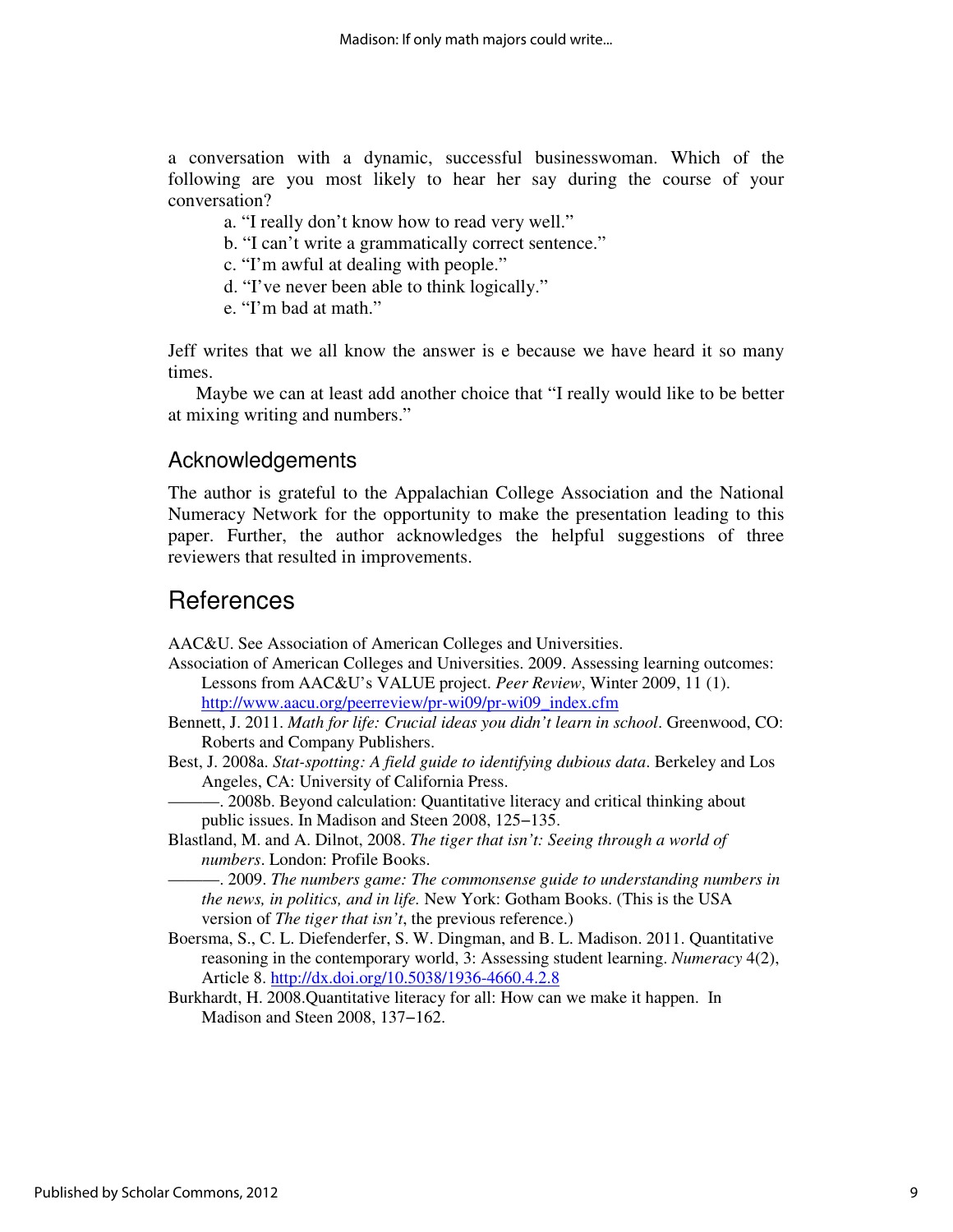a conversation with a dynamic, successful businesswoman. Which of the following are you most likely to hear her say during the course of your conversation?

a. "I really don't know how to read very well."
b. "I can't write a grammatically correct sentence."
c. "I'm awful at dealing with people."
d. "I've never been able to think logically."
e. "I'm bad at math."

Jeff writes that we all know the answer is e because we have heard it so many times.

Maybe we can at least add another choice that "I really would like to be better at mixing writing and numbers."

## Acknowledgements

The author is grateful to the Appalachian College Association and the National Numeracy Network for the opportunity to make the presentation leading to this paper. Further, the author acknowledges the helpful suggestions of three reviewers that resulted in improvements.

## References

AAC&U. See Association of American Colleges and Universities.

Association of American Colleges and Universities. 2009. Assessing learning outcomes: Lessons from AAC&U's VALUE project. *Peer Review*, Winter 2009, 11 (1). http://www.aacu.org/peerreview/pr-wi09/pr-wi09_index.cfm

Bennett, J. 2011. *Math for life: Crucial ideas you didn't learn in school*. Greenwood, CO: Roberts and Company Publishers.

Best, J. 2008a. *Stat-spotting: A field guide to identifying dubious data*. Berkeley and Los Angeles, CA: University of California Press.

———. 2008b. Beyond calculation: Quantitative literacy and critical thinking about public issues. In Madison and Steen 2008, 125–135.

Blastland, M. and A. Dilnot, 2008. *The tiger that isn't: Seeing through a world of numbers*. London: Profile Books.

———. 2009. *The numbers game: The commonsense guide to understanding numbers in the news, in politics, and in life.* New York: Gotham Books. (This is the USA version of *The tiger that isn't*, the previous reference.)

Boersma, S., C. L. Diefenderfer, S. W. Dingman, and B. L. Madison. 2011. Quantitative reasoning in the contemporary world, 3: Assessing student learning. *Numeracy* 4(2), Article 8. http://dx.doi.org/10.5038/1936-4660.4.2.8

Burkhardt, H. 2008.Quantitative literacy for all: How can we make it happen. In Madison and Steen 2008, 137–162.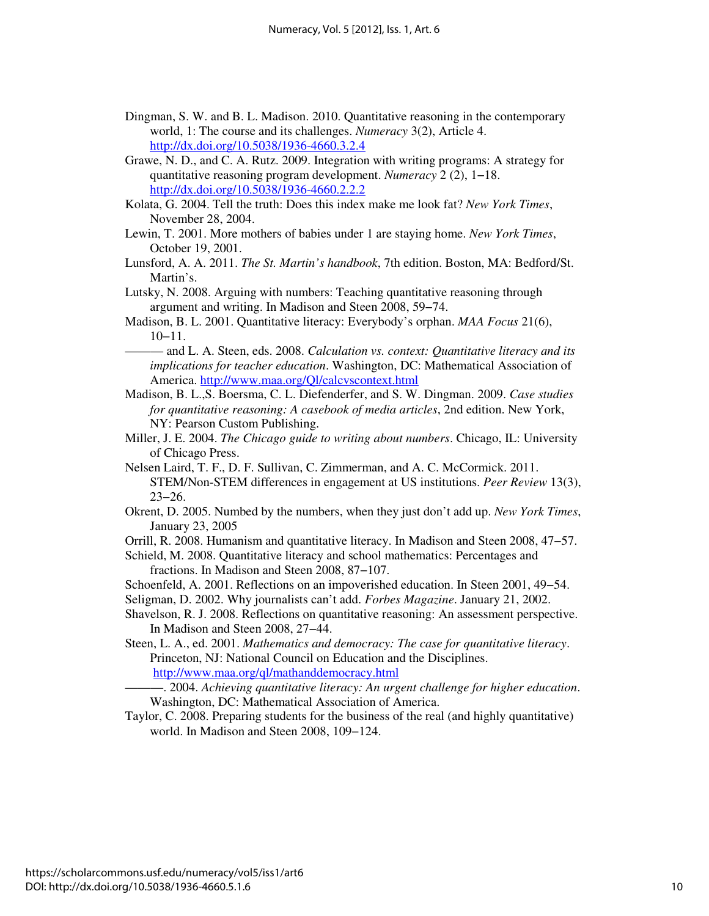Dingman, S. W. and B. L. Madison. 2010. Quantitative reasoning in the contemporary world, 1: The course and its challenges. *Numeracy* 3(2), Article 4. http://dx.doi.org/10.5038/1936-4660.3.2.4

Grawe, N. D., and C. A. Rutz. 2009. Integration with writing programs: A strategy for quantitative reasoning program development. *Numeracy* 2 (2), 1–18. http://dx.doi.org/10.5038/1936-4660.2.2.2

Kolata, G. 2004. Tell the truth: Does this index make me look fat? *New York Times*, November 28, 2004.

Lewin, T. 2001. More mothers of babies under 1 are staying home. *New York Times*, October 19, 2001.

Lunsford, A. A. 2011. *The St. Martin's handbook*, 7th edition. Boston, MA: Bedford/St. Martin's.

Lutsky, N. 2008. Arguing with numbers: Teaching quantitative reasoning through argument and writing. In Madison and Steen 2008, 59–74.

Madison, B. L. 2001. Quantitative literacy: Everybody's orphan. *MAA Focus* 21(6), 10–11.

——— and L. A. Steen, eds. 2008. *Calculation vs. context: Quantitative literacy and its implications for teacher education*. Washington, DC: Mathematical Association of America. http://www.maa.org/Ql/calcvscontext.html

Madison, B. L.,S. Boersma, C. L. Diefenderfer, and S. W. Dingman. 2009. *Case studies for quantitative reasoning: A casebook of media articles*, 2nd edition. New York, NY: Pearson Custom Publishing.

Miller, J. E. 2004. *The Chicago guide to writing about numbers*. Chicago, IL: University of Chicago Press.

Nelsen Laird, T. F., D. F. Sullivan, C. Zimmerman, and A. C. McCormick. 2011. STEM/Non-STEM differences in engagement at US institutions. *Peer Review* 13(3), 23–26.

Okrent, D. 2005. Numbed by the numbers, when they just don't add up. *New York Times*, January 23, 2005

Orrill, R. 2008. Humanism and quantitative literacy. In Madison and Steen 2008, 47–57.

Schield, M. 2008. Quantitative literacy and school mathematics: Percentages and fractions. In Madison and Steen 2008, 87–107.

Schoenfeld, A. 2001. Reflections on an impoverished education. In Steen 2001, 49–54.

Seligman, D. 2002. Why journalists can't add. *Forbes Magazine*. January 21, 2002.

Shavelson, R. J. 2008. Reflections on quantitative reasoning: An assessment perspective. In Madison and Steen 2008, 27–44.

Steen, L. A., ed. 2001. *Mathematics and democracy: The case for quantitative literacy*. Princeton, NJ: National Council on Education and the Disciplines. http://www.maa.org/ql/mathanddemocracy.html

———. 2004. *Achieving quantitative literacy: An urgent challenge for higher education*. Washington, DC: Mathematical Association of America.

Taylor, C. 2008. Preparing students for the business of the real (and highly quantitative) world. In Madison and Steen 2008, 109–124.